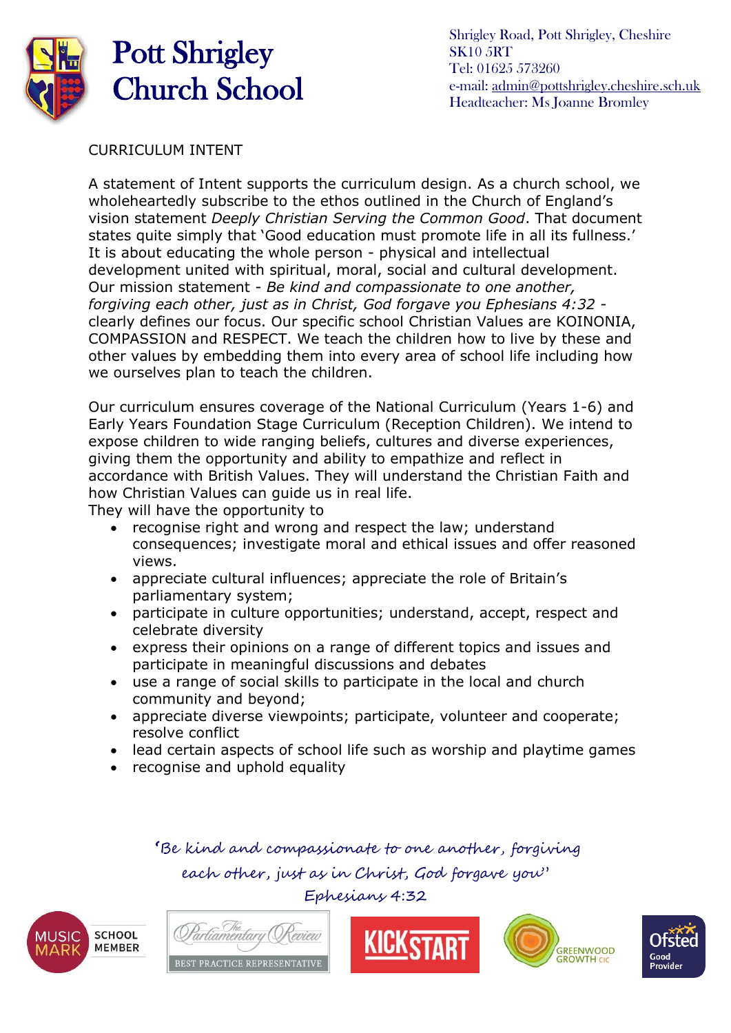# Pott Shrigley Church School

Shrigley Road, Pott Shrigley, Cheshire
SK10 5RT
Tel: 01625 573260
e-mail: admin@pottshrigley.cheshire.sch.uk
Headteacher: Ms Joanne Bromley

## CURRICULUM INTENT

A statement of Intent supports the curriculum design. As a church school, we wholeheartedly subscribe to the ethos outlined in the Church of England's vision statement *Deeply Christian Serving the Common Good*. That document states quite simply that 'Good education must promote life in all its fullness.' It is about educating the whole person - physical and intellectual development united with spiritual, moral, social and cultural development. Our mission statement - *Be kind and compassionate to one another, forgiving each other, just as in Christ, God forgave you Ephesians 4:32* - clearly defines our focus. Our specific school Christian Values are KOINONIA, COMPASSION and RESPECT. We teach the children how to live by these and other values by embedding them into every area of school life including how we ourselves plan to teach the children.

Our curriculum ensures coverage of the National Curriculum (Years 1-6) and Early Years Foundation Stage Curriculum (Reception Children). We intend to expose children to wide ranging beliefs, cultures and diverse experiences, giving them the opportunity and ability to empathize and reflect in accordance with British Values. They will understand the Christian Faith and how Christian Values can guide us in real life.
They will have the opportunity to

- recognise right and wrong and respect the law; understand consequences; investigate moral and ethical issues and offer reasoned views.
- appreciate cultural influences; appreciate the role of Britain's parliamentary system;
- participate in culture opportunities; understand, accept, respect and celebrate diversity
- express their opinions on a range of different topics and issues and participate in meaningful discussions and debates
- use a range of social skills to participate in the local and church community and beyond;
- appreciate diverse viewpoints; participate, volunteer and cooperate; resolve conflict
- lead certain aspects of school life such as worship and playtime games
- recognise and uphold equality

*'Be kind and compassionate to one another, forgiving each other, just as in Christ, God forgave you'*
*Ephesians 4:32*

MUSIC MARK SCHOOL MEMBER | The Parliamentary Review BEST PRACTICE REPRESENTATIVE | KICKSTART | GREENWOOD GROWTH CIC | Ofsted Good Provider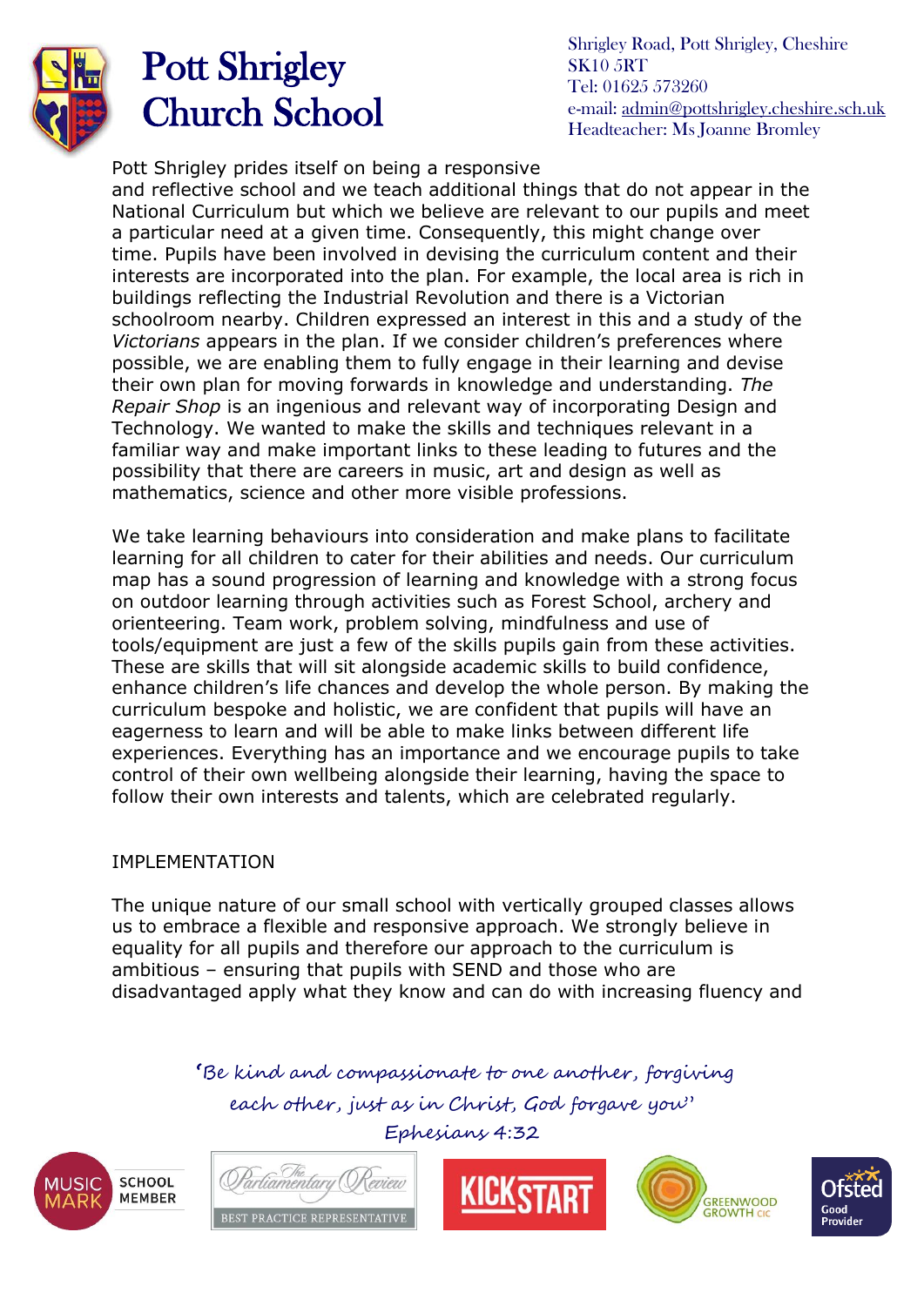Pott Shrigley prides itself on being a responsive and reflective school and we teach additional things that do not appear in the National Curriculum but which we believe are relevant to our pupils and meet a particular need at a given time. Consequently, this might change over time. Pupils have been involved in devising the curriculum content and their interests are incorporated into the plan. For example, the local area is rich in buildings reflecting the Industrial Revolution and there is a Victorian schoolroom nearby. Children expressed an interest in this and a study of the *Victorians* appears in the plan. If we consider children's preferences where possible, we are enabling them to fully engage in their learning and devise their own plan for moving forwards in knowledge and understanding. *The Repair Shop* is an ingenious and relevant way of incorporating Design and Technology. We wanted to make the skills and techniques relevant in a familiar way and make important links to these leading to futures and the possibility that there are careers in music, art and design as well as mathematics, science and other more visible professions.

We take learning behaviours into consideration and make plans to facilitate learning for all children to cater for their abilities and needs. Our curriculum map has a sound progression of learning and knowledge with a strong focus on outdoor learning through activities such as Forest School, archery and orienteering. Team work, problem solving, mindfulness and use of tools/equipment are just a few of the skills pupils gain from these activities. These are skills that will sit alongside academic skills to build confidence, enhance children's life chances and develop the whole person. By making the curriculum bespoke and holistic, we are confident that pupils will have an eagerness to learn and will be able to make links between different life experiences. Everything has an importance and we encourage pupils to take control of their own wellbeing alongside their learning, having the space to follow their own interests and talents, which are celebrated regularly.

## IMPLEMENTATION

The unique nature of our small school with vertically grouped classes allows us to embrace a flexible and responsive approach. We strongly believe in equality for all pupils and therefore our approach to the curriculum is ambitious – ensuring that pupils with SEND and those who are disadvantaged apply what they know and can do with increasing fluency and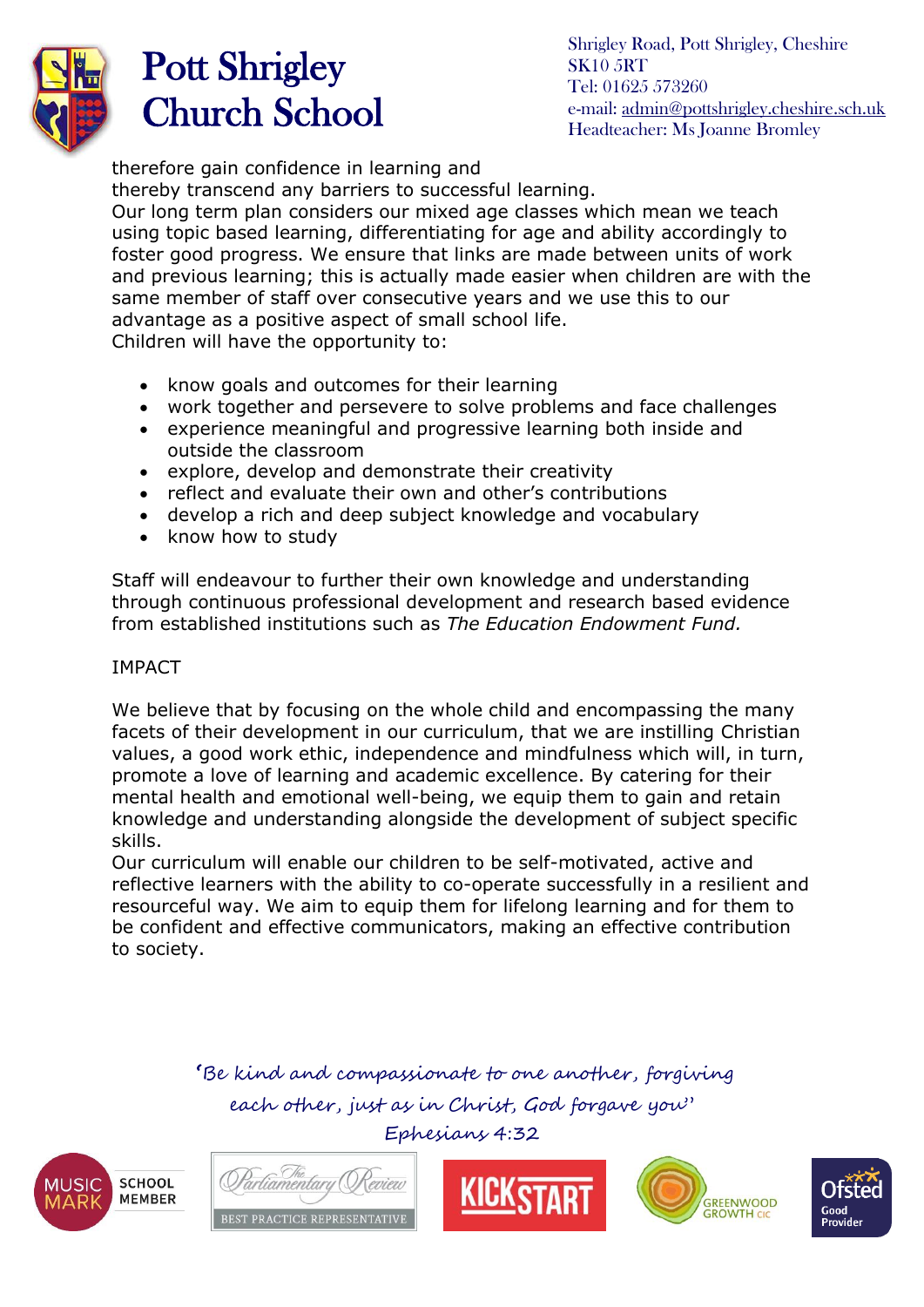therefore gain confidence in learning and
thereby transcend any barriers to successful learning.
Our long term plan considers our mixed age classes which mean we teach using topic based learning, differentiating for age and ability accordingly to foster good progress. We ensure that links are made between units of work and previous learning; this is actually made easier when children are with the same member of staff over consecutive years and we use this to our advantage as a positive aspect of small school life.
Children will have the opportunity to:

- know goals and outcomes for their learning
- work together and persevere to solve problems and face challenges
- experience meaningful and progressive learning both inside and outside the classroom
- explore, develop and demonstrate their creativity
- reflect and evaluate their own and other's contributions
- develop a rich and deep subject knowledge and vocabulary
- know how to study

Staff will endeavour to further their own knowledge and understanding through continuous professional development and research based evidence from established institutions such as *The Education Endowment Fund.*

IMPACT

We believe that by focusing on the whole child and encompassing the many facets of their development in our curriculum, that we are instilling Christian values, a good work ethic, independence and mindfulness which will, in turn, promote a love of learning and academic excellence. By catering for their mental health and emotional well-being, we equip them to gain and retain knowledge and understanding alongside the development of subject specific skills.
Our curriculum will enable our children to be self-motivated, active and reflective learners with the ability to co-operate successfully in a resilient and resourceful way. We aim to equip them for lifelong learning and for them to be confident and effective communicators, making an effective contribution to society.